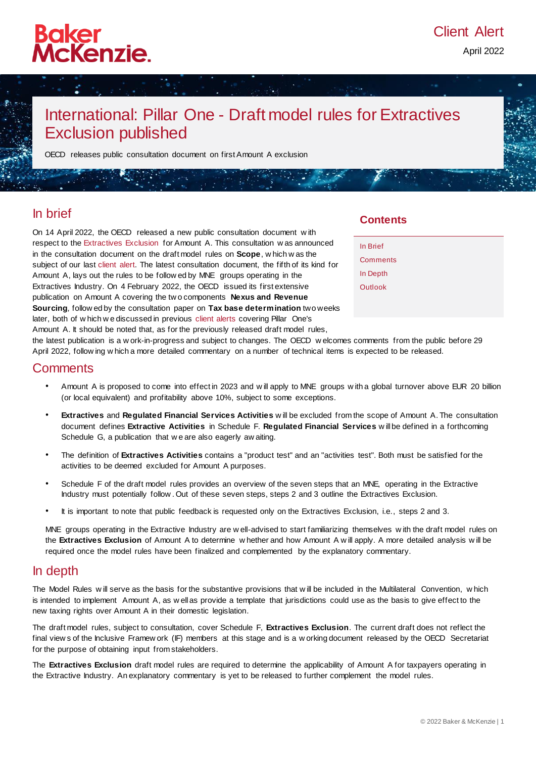Baker McKenzie.

Client Alert

April 2022

# International: Pillar One - Draft model rules for Extractives Exclusion published

OECD releases public consultation document on first Amount A exclusion

## Contents

In Brief

Comments

In Depth

Outlook

## In brief

On 14 April 2022, the OECD released a new public consultation document with respect to the Extractives Exclusion for Amount A. This consultation was announced in the consultation document on the draft model rules on **Scope**, which was the subject of our last client alert. The latest consultation document, the fifth of its kind for Amount A, lays out the rules to be followed by MNE groups operating in the Extractives Industry. On 4 February 2022, the OECD issued its first extensive publication on Amount A covering the two components **Nexus and Revenue Sourcing**, followed by the consultation paper on **Tax base determination** two weeks later, both of which we discussed in previous client alerts covering Pillar One's Amount A. It should be noted that, as for the previously released draft model rules, the latest publication is a work-in-progress and subject to changes. The OECD welcomes comments from the public before 29 April 2022, following which a more detailed commentary on a number of technical items is expected to be released.

## Comments

- Amount A is proposed to come into effect in 2023 and will apply to MNE groups with a global turnover above EUR 20 billion (or local equivalent) and profitability above 10%, subject to some exceptions.
- **Extractives** and **Regulated Financial Services Activities** will be excluded from the scope of Amount A. The consultation document defines **Extractive Activities** in Schedule F. **Regulated Financial Services** will be defined in a forthcoming Schedule G, a publication that we are also eagerly awaiting.
- The definition of **Extractives Activities** contains a "product test" and an "activities test". Both must be satisfied for the activities to be deemed excluded for Amount A purposes.
- Schedule F of the draft model rules provides an overview of the seven steps that an MNE, operating in the Extractive Industry must potentially follow. Out of these seven steps, steps 2 and 3 outline the Extractives Exclusion.
- It is important to note that public feedback is requested only on the Extractives Exclusion, i.e., steps 2 and 3.

MNE groups operating in the Extractive Industry are well-advised to start familiarizing themselves with the draft model rules on the **Extractives Exclusion** of Amount A to determine whether and how Amount A will apply. A more detailed analysis will be required once the model rules have been finalized and complemented by the explanatory commentary.

## In depth

The Model Rules will serve as the basis for the substantive provisions that will be included in the Multilateral Convention, which is intended to implement Amount A, as well as provide a template that jurisdictions could use as the basis to give effect to the new taxing rights over Amount A in their domestic legislation.

The draft model rules, subject to consultation, cover Schedule F, **Extractives Exclusion**. The current draft does not reflect the final views of the Inclusive Framework (IF) members at this stage and is a working document released by the OECD Secretariat for the purpose of obtaining input from stakeholders.

The **Extractives Exclusion** draft model rules are required to determine the applicability of Amount A for taxpayers operating in the Extractive Industry. An explanatory commentary is yet to be released to further complement the model rules.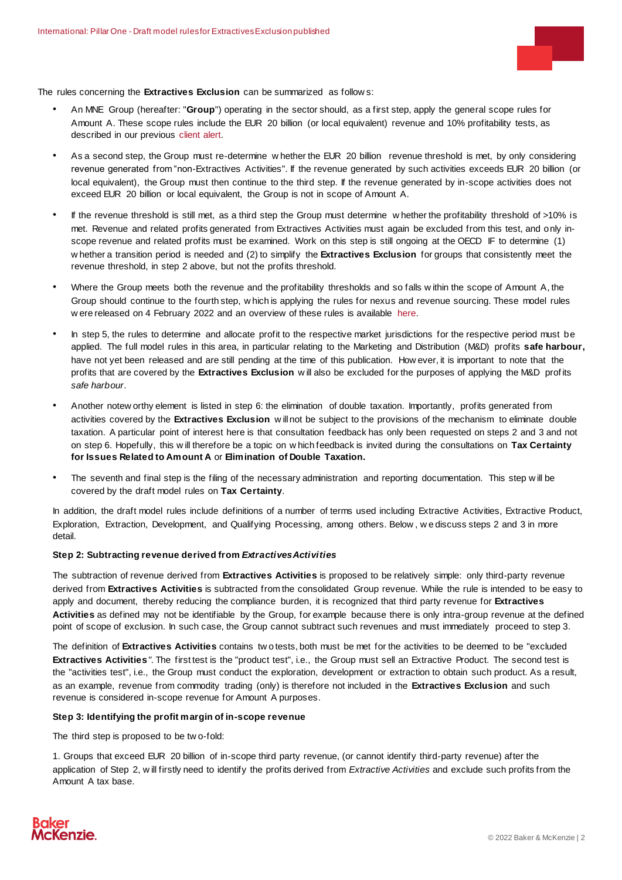The rules concerning the **Extractives Exclusion** can be summarized as follows:

- An MNE Group (hereafter: "**Group**") operating in the sector should, as a first step, apply the general scope rules for Amount A. These scope rules include the EUR 20 billion (or local equivalent) revenue and 10% profitability tests, as described in our previous client alert.
- As a second step, the Group must re-determine whether the EUR 20 billion revenue threshold is met, by only considering revenue generated from "non-Extractives Activities". If the revenue generated by such activities exceeds EUR 20 billion (or local equivalent), the Group must then continue to the third step. If the revenue generated by in-scope activities does not exceed EUR 20 billion or local equivalent, the Group is not in scope of Amount A.
- If the revenue threshold is still met, as a third step the Group must determine whether the profitability threshold of >10% is met. Revenue and related profits generated from Extractives Activities must again be excluded from this test, and only in-scope revenue and related profits must be examined. Work on this step is still ongoing at the OECD IF to determine (1) whether a transition period is needed and (2) to simplify the **Extractives Exclusion** for groups that consistently meet the revenue threshold, in step 2 above, but not the profits threshold.
- Where the Group meets both the revenue and the profitability thresholds and so falls within the scope of Amount A, the Group should continue to the fourth step, which is applying the rules for nexus and revenue sourcing. These model rules were released on 4 February 2022 and an overview of these rules is available here.
- In step 5, the rules to determine and allocate profit to the respective market jurisdictions for the respective period must be applied. The full model rules in this area, in particular relating to the Marketing and Distribution (M&D) profits **safe harbour,** have not yet been released and are still pending at the time of this publication. However, it is important to note that the profits that are covered by the **Extractives Exclusion** will also be excluded for the purposes of applying the M&D profits *safe harbour*.
- Another noteworthy element is listed in step 6: the elimination of double taxation. Importantly, profits generated from activities covered by the **Extractives Exclusion** will not be subject to the provisions of the mechanism to eliminate double taxation. A particular point of interest here is that consultation feedback has only been requested on steps 2 and 3 and not on step 6. Hopefully, this will therefore be a topic on which feedback is invited during the consultations on **Tax Certainty for Issues Related to Amount A** or **Elimination of Double Taxation.**
- The seventh and final step is the filing of the necessary administration and reporting documentation. This step will be covered by the draft model rules on **Tax Certainty**.

In addition, the draft model rules include definitions of a number of terms used including Extractive Activities, Extractive Product, Exploration, Extraction, Development, and Qualifying Processing, among others. Below, we discuss steps 2 and 3 in more detail.

**Step 2: Subtracting revenue derived from *Extractives Activities***

The subtraction of revenue derived from **Extractives Activities** is proposed to be relatively simple: only third-party revenue derived from **Extractives Activities** is subtracted from the consolidated Group revenue. While the rule is intended to be easy to apply and document, thereby reducing the compliance burden, it is recognized that third party revenue for **Extractives Activities** as defined may not be identifiable by the Group, for example because there is only intra-group revenue at the defined point of scope of exclusion. In such case, the Group cannot subtract such revenues and must immediately proceed to step 3.

The definition of **Extractives Activities** contains two tests, both must be met for the activities to be deemed to be "excluded **Extractives Activities**". The first test is the "product test", i.e., the Group must sell an Extractive Product. The second test is the "activities test", i.e., the Group must conduct the exploration, development or extraction to obtain such product. As a result, as an example, revenue from commodity trading (only) is therefore not included in the **Extractives Exclusion** and such revenue is considered in-scope revenue for Amount A purposes.

**Step 3: Identifying the profit margin of in-scope revenue**

The third step is proposed to be two-fold:

1. Groups that exceed EUR 20 billion of in-scope third party revenue, (or cannot identify third-party revenue) after the application of Step 2, will firstly need to identify the profits derived from *Extractive Activities* and exclude such profits from the Amount A tax base.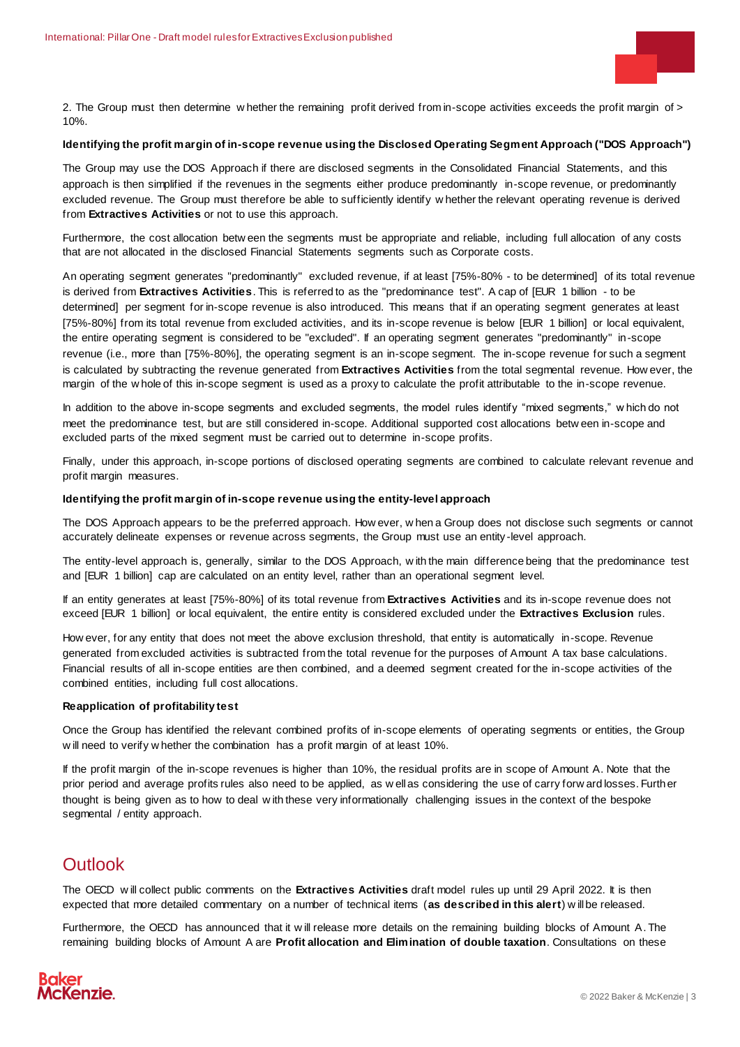2. The Group must then determine whether the remaining profit derived from in-scope activities exceeds the profit margin of > 10%.

**Identifying the profit margin of in-scope revenue using the Disclosed Operating Segment Approach ("DOS Approach")**

The Group may use the DOS Approach if there are disclosed segments in the Consolidated Financial Statements, and this approach is then simplified if the revenues in the segments either produce predominantly in-scope revenue, or predominantly excluded revenue. The Group must therefore be able to sufficiently identify whether the relevant operating revenue is derived from **Extractives Activities** or not to use this approach.

Furthermore, the cost allocation between the segments must be appropriate and reliable, including full allocation of any costs that are not allocated in the disclosed Financial Statements segments such as Corporate costs.

An operating segment generates "predominantly" excluded revenue, if at least [75%-80% - to be determined] of its total revenue is derived from **Extractives Activities**. This is referred to as the "predominance test". A cap of [EUR 1 billion - to be determined] per segment for in-scope revenue is also introduced. This means that if an operating segment generates at least [75%-80%] from its total revenue from excluded activities, and its in-scope revenue is below [EUR 1 billion] or local equivalent, the entire operating segment is considered to be "excluded". If an operating segment generates "predominantly" in-scope revenue (i.e., more than [75%-80%], the operating segment is an in-scope segment. The in-scope revenue for such a segment is calculated by subtracting the revenue generated from **Extractives Activities** from the total segmental revenue. However, the margin of the whole of this in-scope segment is used as a proxy to calculate the profit attributable to the in-scope revenue.

In addition to the above in-scope segments and excluded segments, the model rules identify "mixed segments," which do not meet the predominance test, but are still considered in-scope. Additional supported cost allocations between in-scope and excluded parts of the mixed segment must be carried out to determine in-scope profits.

Finally, under this approach, in-scope portions of disclosed operating segments are combined to calculate relevant revenue and profit margin measures.

**Identifying the profit margin of in-scope revenue using the entity-level approach**

The DOS Approach appears to be the preferred approach. However, when a Group does not disclose such segments or cannot accurately delineate expenses or revenue across segments, the Group must use an entity-level approach.

The entity-level approach is, generally, similar to the DOS Approach, with the main difference being that the predominance test and [EUR 1 billion] cap are calculated on an entity level, rather than an operational segment level.

If an entity generates at least [75%-80%] of its total revenue from **Extractives Activities** and its in-scope revenue does not exceed [EUR 1 billion] or local equivalent, the entire entity is considered excluded under the **Extractives Exclusion** rules.

However, for any entity that does not meet the above exclusion threshold, that entity is automatically in-scope. Revenue generated from excluded activities is subtracted from the total revenue for the purposes of Amount A tax base calculations. Financial results of all in-scope entities are then combined, and a deemed segment created for the in-scope activities of the combined entities, including full cost allocations.

**Reapplication of profitability test**

Once the Group has identified the relevant combined profits of in-scope elements of operating segments or entities, the Group will need to verify whether the combination has a profit margin of at least 10%.

If the profit margin of the in-scope revenues is higher than 10%, the residual profits are in scope of Amount A. Note that the prior period and average profits rules also need to be applied, as well as considering the use of carry forward losses. Further thought is being given as to how to deal with these very informationally challenging issues in the context of the bespoke segmental / entity approach.

## Outlook

The OECD will collect public comments on the **Extractives Activities** draft model rules up until 29 April 2022. It is then expected that more detailed commentary on a number of technical items (**as described in this alert**) will be released.

Furthermore, the OECD has announced that it will release more details on the remaining building blocks of Amount A. The remaining building blocks of Amount A are **Profit allocation and Elimination of double taxation**. Consultations on these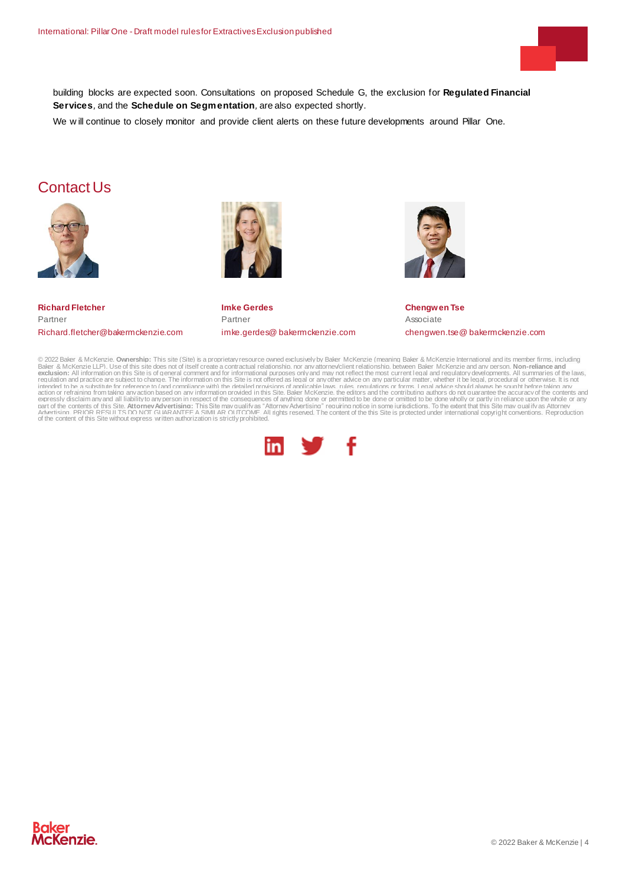building blocks are expected soon. Consultations on proposed Schedule G, the exclusion for **Regulated Financial Services**, and the **Schedule on Segmentation**, are also expected shortly.

We will continue to closely monitor and provide client alerts on these future developments around Pillar One.

## Contact Us

**Richard Fletcher**
Partner
Richard.fletcher@bakermckenzie.com

**Imke Gerdes**
Partner
imke.gerdes@bakermckenzie.com

**Chengwen Tse**
Associate
chengwen.tse@bakermckenzie.com

© 2022 Baker & McKenzie. **Ownership:** This site (Site) is a proprietary resource owned exclusively by Baker McKenzie (meaning Baker & McKenzie International and its member firms, including Baker & McKenzie LLP). Use of this site does not of itself create a contractual relationship, nor any attorney/client relationship, between Baker McKenzie and any person. **Non-reliance and exclusion:** All information on this Site is of general comment and for informational purposes only and may not reflect the most current legal and regulatory developments. All summaries of the laws, regulation and practice are subject to change. The information on this Site is not offered as legal or any other advice on any particular matter, whether it be legal, procedural or otherwise. It is not intended to be a substitute for reference to (and compliance with) the detailed provisions of applicable laws, rules, regulations or forms. Legal advice should always be sought before taking any action or refraining from taking any action based on any information provided in this Site. Baker McKenzie, the editors and the contributing authors do not guarantee the accuracy of the contents and expressly disclaim any and all liability to any person in respect of the consequences of anything done or permitted to be done or omitted to be done wholly or partly in reliance upon the whole or any part of the contents of this Site. **Attorney Advertising:** This Site may qualify as "Attorney Advertising" requiring notice in some jurisdictions. To the extent that this Site may qualify as Attorney Advertising, PRIOR RESULTS DO NOT GUARANTEE A SIMILAR OUTCOME. All rights reserved. The content of the this Site is protected under international copyright conventions. Reproduction of the content of this Site without express written authorization is strictly prohibited.